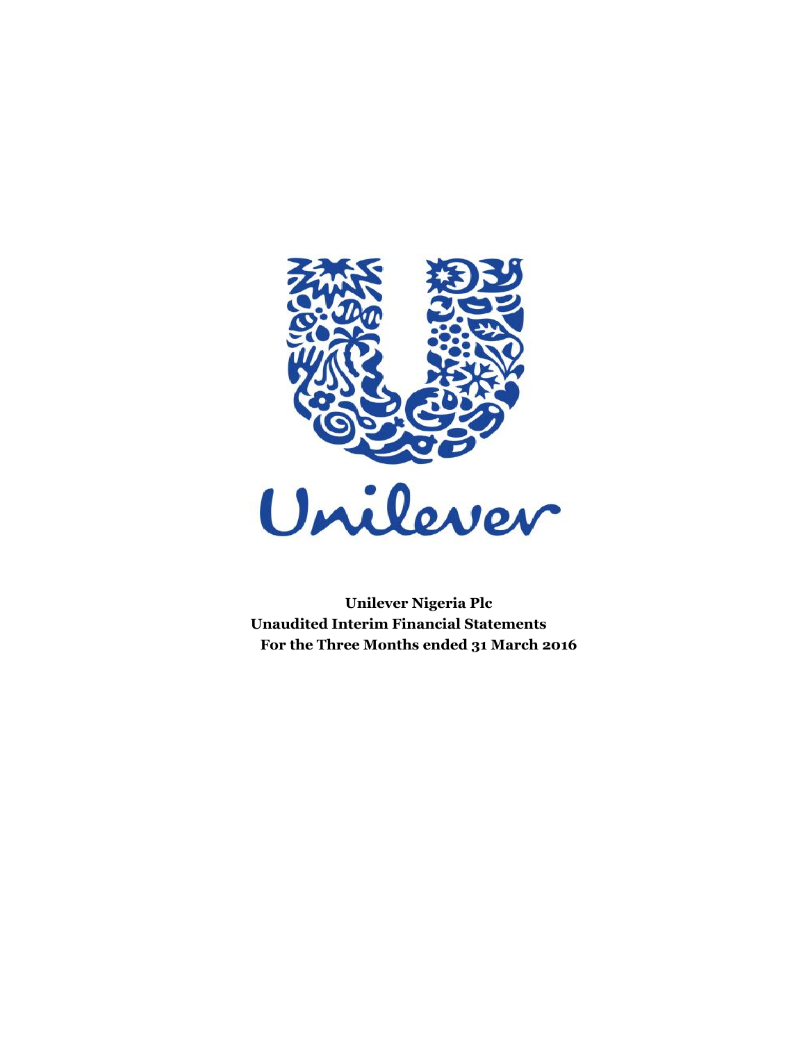Unilever

**Unilever Nigeria Plc**
**Unaudited Interim Financial Statements**
**For the Three Months ended 31 March 2016**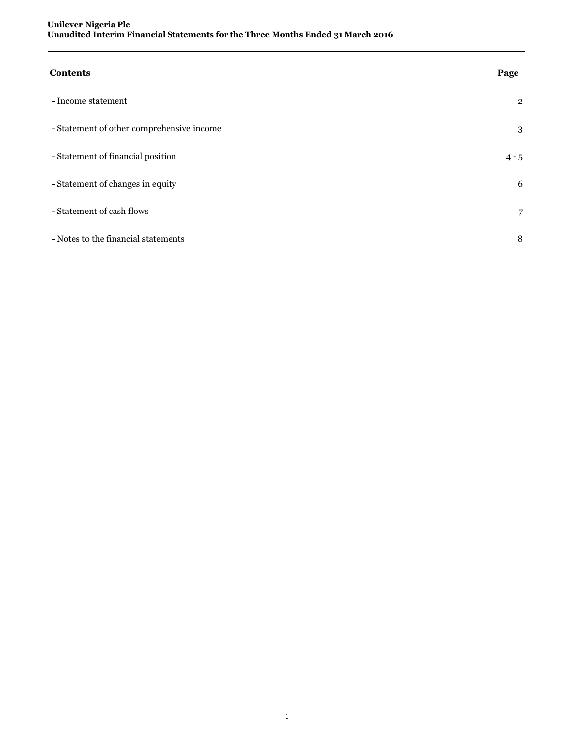| Contents | Page |
| --- | --- |
| - Income statement | 2 |
| - Statement of other comprehensive income | 3 |
| - Statement of financial position | 4 - 5 |
| - Statement of changes in equity | 6 |
| - Statement of cash flows | 7 |
| - Notes to the financial statements | 8 |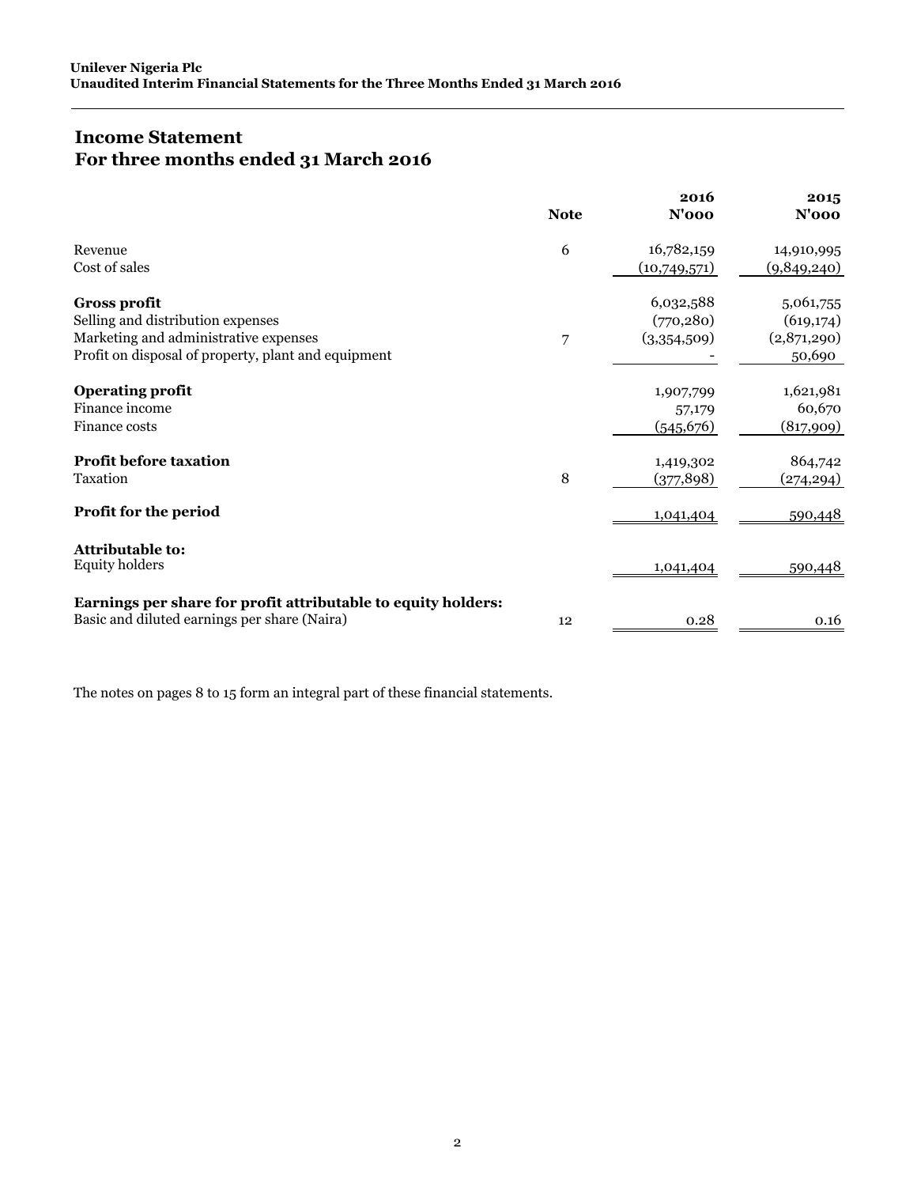## Income Statement
## For three months ended 31 March 2016

| | Note | 2016 N'000 | 2015 N'000 |
|---|---|---|---|
| Revenue | 6 | 16,782,159 | 14,910,995 |
| Cost of sales | | (10,749,571) | (9,849,240) |
| **Gross profit** | | 6,032,588 | 5,061,755 |
| Selling and distribution expenses | | (770,280) | (619,174) |
| Marketing and administrative expenses | 7 | (3,354,509) | (2,871,290) |
| Profit on disposal of property, plant and equipment | | - | 50,690 |
| **Operating profit** | | 1,907,799 | 1,621,981 |
| Finance income | | 57,179 | 60,670 |
| Finance costs | | (545,676) | (817,909) |
| **Profit before taxation** | | 1,419,302 | 864,742 |
| Taxation | 8 | (377,898) | (274,294) |
| **Profit for the period** | | 1,041,404 | 590,448 |
| **Attributable to:** | | | |
| Equity holders | | 1,041,404 | 590,448 |
| **Earnings per share for profit attributable to equity holders:** | | | |
| Basic and diluted earnings per share (Naira) | 12 | 0.28 | 0.16 |

The notes on pages 8 to 15 form an integral part of these financial statements.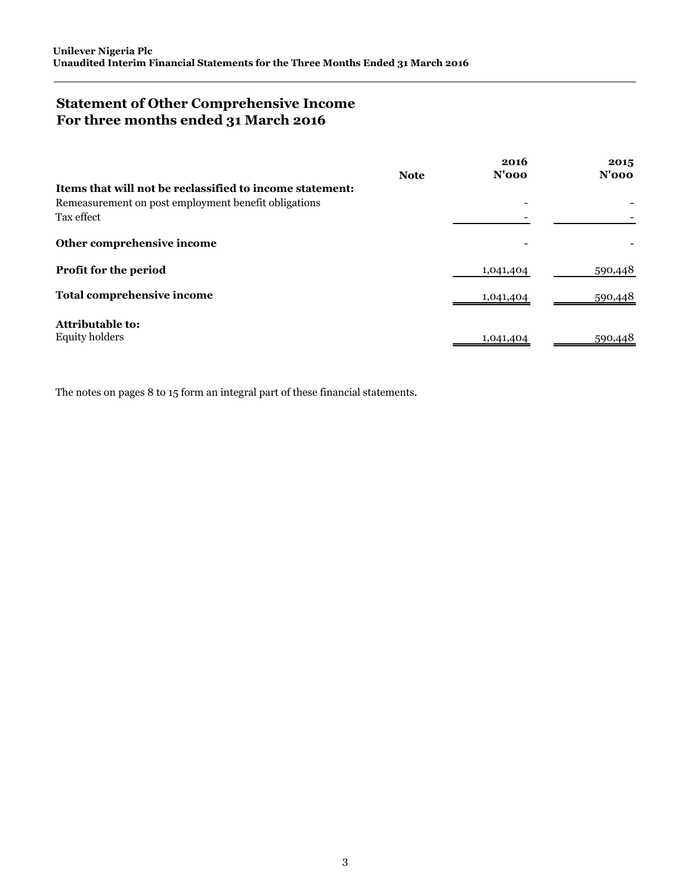# Statement of Other Comprehensive Income
# For three months ended 31 March 2016

| | Note | 2016<br>N'000 | 2015<br>N'000 |
|---|---|---|---|
| **Items that will not be reclassified to income statement:** | | | |
| Remeasurement on post employment benefit obligations | | - | - |
| Tax effect | | - | - |
| **Other comprehensive income** | | - | - |
| **Profit for the period** | | 1,041,404 | 590,448 |
| **Total comprehensive income** | | 1,041,404 | 590,448 |
| **Attributable to:** | | | |
| Equity holders | | 1,041,404 | 590,448 |

The notes on pages 8 to 15 form an integral part of these financial statements.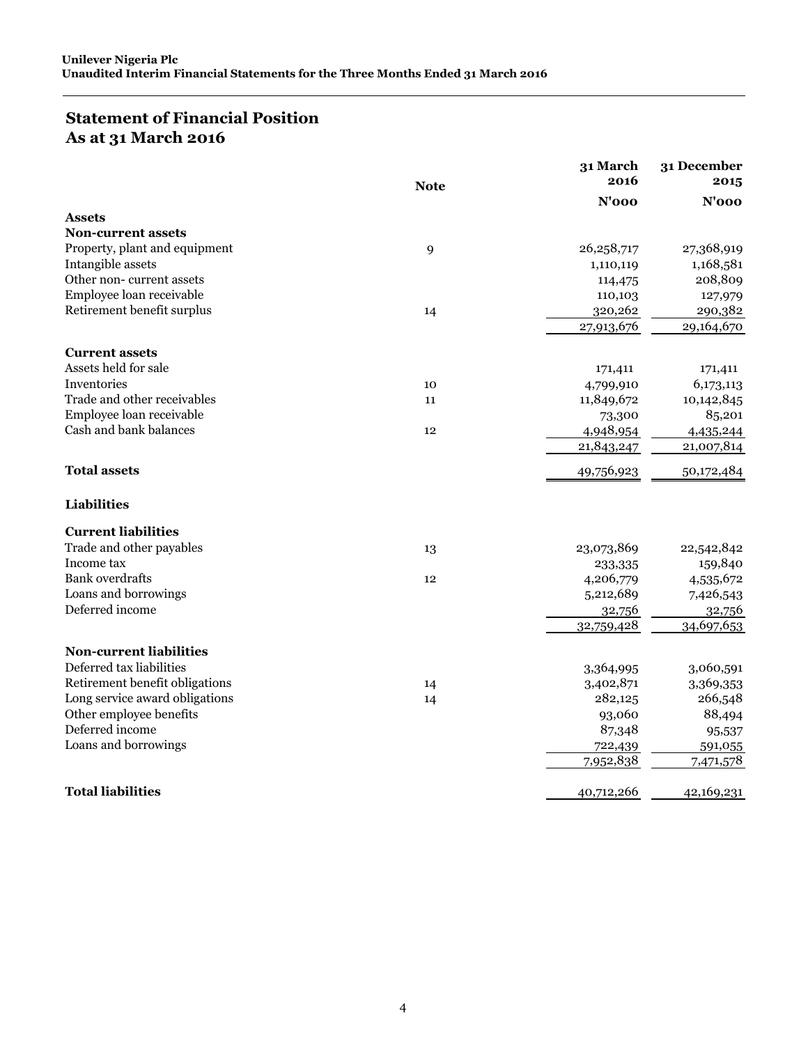## Statement of Financial Position
## As at 31 March 2016

| | Note | 31 March 2016 | 31 December 2015 |
|---|---|---|---|
| | | N'000 | N'000 |
| **Assets** | | | |
| **Non-current assets** | | | |
| Property, plant and equipment | 9 | 26,258,717 | 27,368,919 |
| Intangible assets | | 1,110,119 | 1,168,581 |
| Other non- current assets | | 114,475 | 208,809 |
| Employee loan receivable | | 110,103 | 127,979 |
| Retirement benefit surplus | 14 | 320,262 | 290,382 |
| | | 27,913,676 | 29,164,670 |
| **Current assets** | | | |
| Assets held for sale | | 171,411 | 171,411 |
| Inventories | 10 | 4,799,910 | 6,173,113 |
| Trade and other receivables | 11 | 11,849,672 | 10,142,845 |
| Employee loan receivable | | 73,300 | 85,201 |
| Cash and bank balances | 12 | 4,948,954 | 4,435,244 |
| | | 21,843,247 | 21,007,814 |
| **Total assets** | | 49,756,923 | 50,172,484 |
| **Liabilities** | | | |
| **Current liabilities** | | | |
| Trade and other payables | 13 | 23,073,869 | 22,542,842 |
| Income tax | | 233,335 | 159,840 |
| Bank overdrafts | 12 | 4,206,779 | 4,535,672 |
| Loans and borrowings | | 5,212,689 | 7,426,543 |
| Deferred income | | 32,756 | 32,756 |
| | | 32,759,428 | 34,697,653 |
| **Non-current liabilities** | | | |
| Deferred tax liabilities | | 3,364,995 | 3,060,591 |
| Retirement benefit obligations | 14 | 3,402,871 | 3,369,353 |
| Long service award obligations | 14 | 282,125 | 266,548 |
| Other employee benefits | | 93,060 | 88,494 |
| Deferred income | | 87,348 | 95,537 |
| Loans and borrowings | | 722,439 | 591,055 |
| | | 7,952,838 | 7,471,578 |
| **Total liabilities** | | 40,712,266 | 42,169,231 |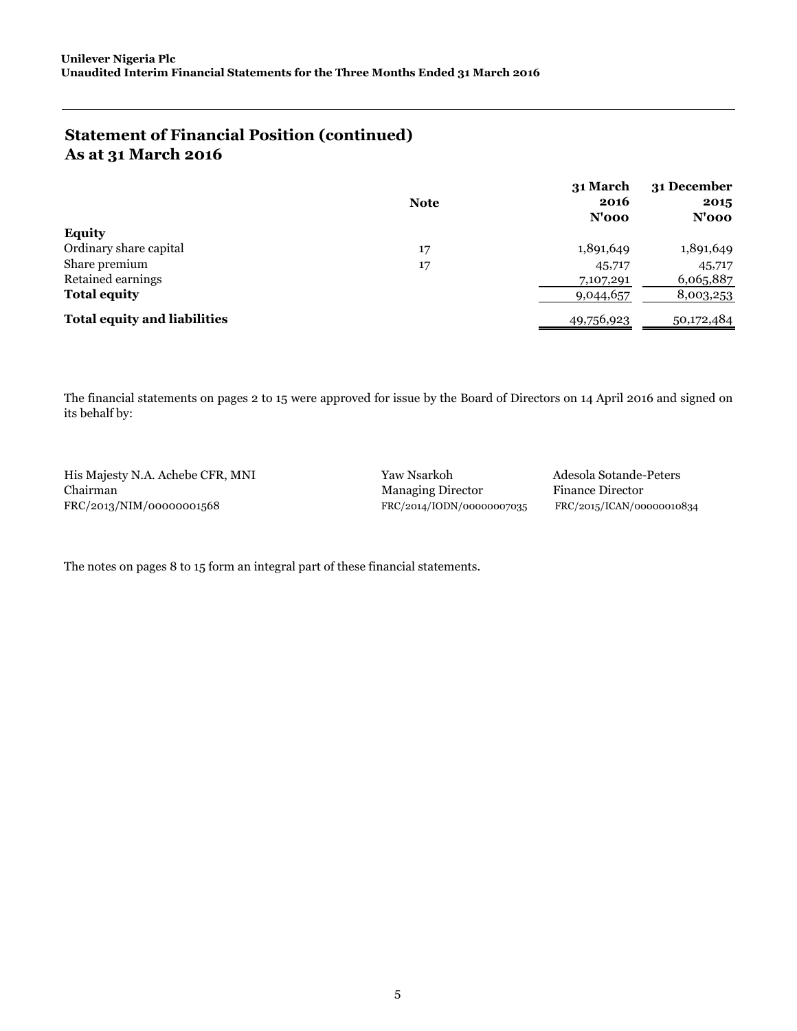**Unilever Nigeria Plc**
**Unaudited Interim Financial Statements for the Three Months Ended 31 March 2016**

## Statement of Financial Position (continued)
## As at 31 March 2016

| | Note | 31 March 2016 N'000 | 31 December 2015 N'000 |
|---|---|---|---|
| **Equity** | | | |
| Ordinary share capital | 17 | 1,891,649 | 1,891,649 |
| Share premium | 17 | 45,717 | 45,717 |
| Retained earnings | | 7,107,291 | 6,065,887 |
| **Total equity** | | 9,044,657 | 8,003,253 |
| **Total equity and liabilities** | | 49,756,923 | 50,172,484 |

The financial statements on pages 2 to 15 were approved for issue by the Board of Directors on 14 April 2016 and signed on its behalf by:

| | | |
|---|---|---|
| His Majesty N.A. Achebe CFR, MNI | Yaw Nsarkoh | Adesola Sotande-Peters |
| Chairman | Managing Director | Finance Director |
| FRC/2013/NIM/00000001568 | FRC/2014/IODN/00000007035 | FRC/2015/ICAN/00000010834 |

The notes on pages 8 to 15 form an integral part of these financial statements.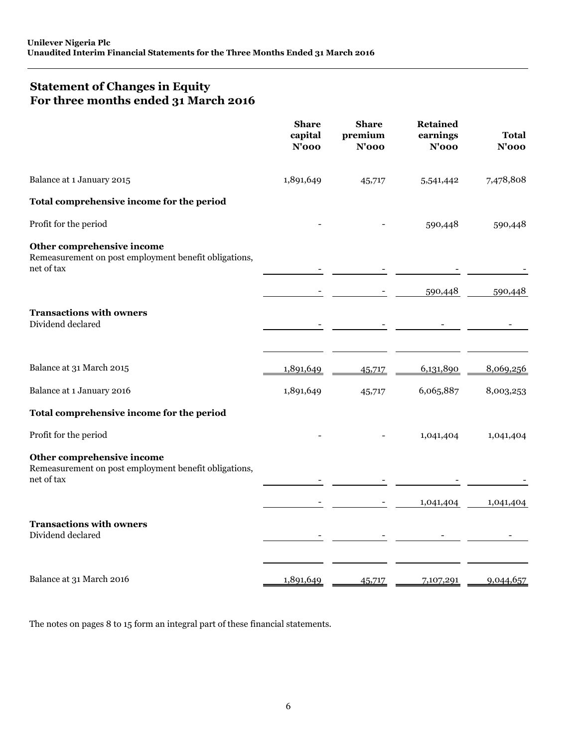**Unilever Nigeria Plc**
**Unaudited Interim Financial Statements for the Three Months Ended 31 March 2016**

## Statement of Changes in Equity
## For three months ended 31 March 2016

| | Share capital N'000 | Share premium N'000 | Retained earnings N'000 | Total N'000 |
|---|---|---|---|---|
| Balance at 1 January 2015 | 1,891,649 | 45,717 | 5,541,442 | 7,478,808 |
| **Total comprehensive income for the period** | | | | |
| Profit for the period | - | - | 590,448 | 590,448 |
| **Other comprehensive income** | | | | |
| Remeasurement on post employment benefit obligations, net of tax | - | - | - | - |
| | - | - | 590,448 | 590,448 |
| **Transactions with owners** | | | | |
| Dividend declared | - | - | - | - |
| Balance at 31 March 2015 | 1,891,649 | 45,717 | 6,131,890 | 8,069,256 |
| Balance at 1 January 2016 | 1,891,649 | 45,717 | 6,065,887 | 8,003,253 |
| **Total comprehensive income for the period** | | | | |
| Profit for the period | - | - | 1,041,404 | 1,041,404 |
| **Other comprehensive income** | | | | |
| Remeasurement on post employment benefit obligations, net of tax | - | - | - | - |
| | - | - | 1,041,404 | 1,041,404 |
| **Transactions with owners** | | | | |
| Dividend declared | - | - | - | - |
| Balance at 31 March 2016 | 1,891,649 | 45,717 | 7,107,291 | 9,044,657 |

The notes on pages 8 to 15 form an integral part of these financial statements.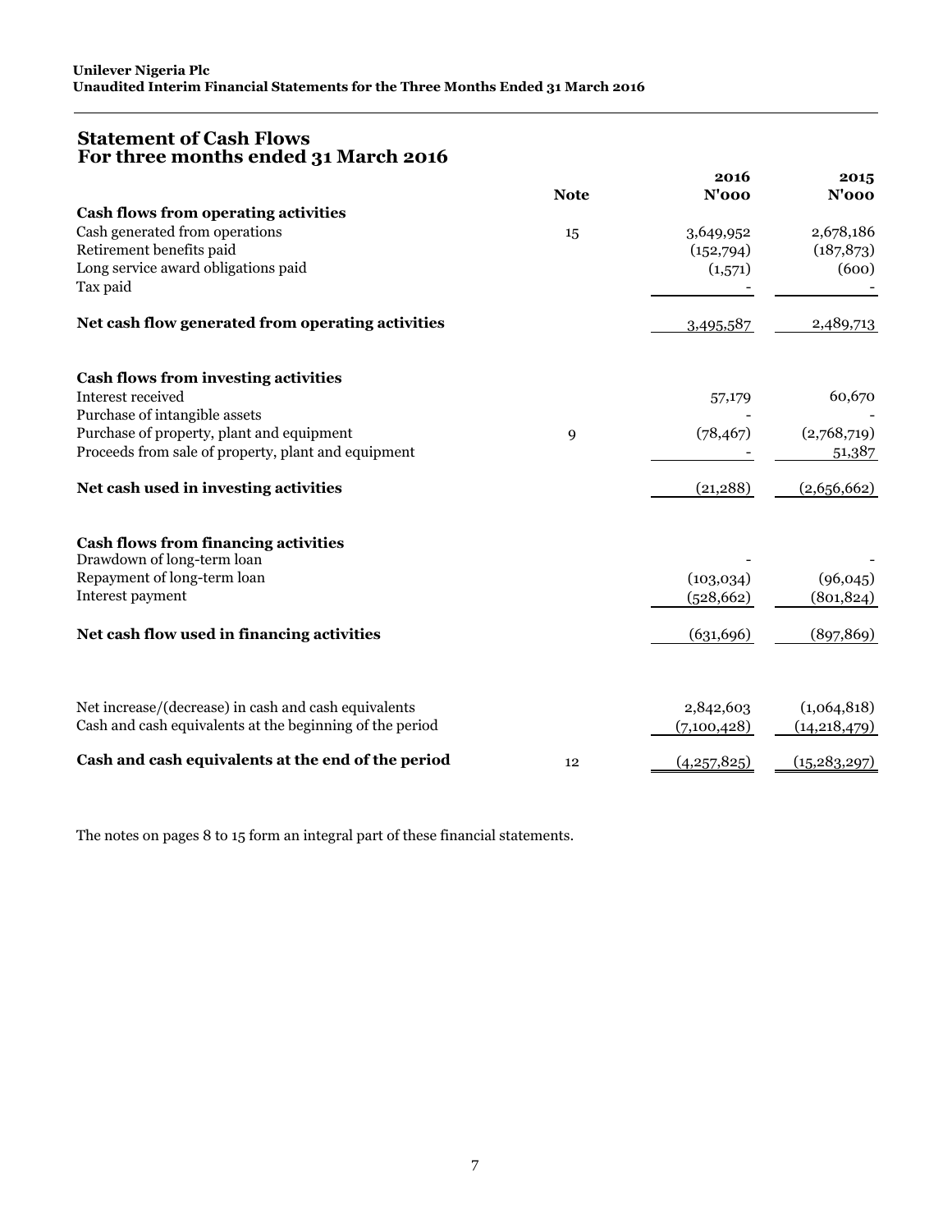## Statement of Cash Flows
## For three months ended 31 March 2016

| | Note | 2016 N'000 | 2015 N'000 |
|---|---|---|---|
| **Cash flows from operating activities** | | | |
| Cash generated from operations | 15 | 3,649,952 | 2,678,186 |
| Retirement benefits paid | | (152,794) | (187,873) |
| Long service award obligations paid | | (1,571) | (600) |
| Tax paid | | - | - |
| **Net cash flow generated from operating activities** | | 3,495,587 | 2,489,713 |
| | | | |
| **Cash flows from investing activities** | | | |
| Interest received | | 57,179 | 60,670 |
| Purchase of intangible assets | | - | - |
| Purchase of property, plant and equipment | 9 | (78,467) | (2,768,719) |
| Proceeds from sale of property, plant and equipment | | - | 51,387 |
| **Net cash used in investing activities** | | (21,288) | (2,656,662) |
| | | | |
| **Cash flows from financing activities** | | | |
| Drawdown of long-term loan | | - | - |
| Repayment of long-term loan | | (103,034) | (96,045) |
| Interest payment | | (528,662) | (801,824) |
| **Net cash flow used in financing activities** | | (631,696) | (897,869) |
| | | | |
| Net increase/(decrease) in cash and cash equivalents | | 2,842,603 | (1,064,818) |
| Cash and cash equivalents at the beginning of the period | | (7,100,428) | (14,218,479) |
| **Cash and cash equivalents at the end of the period** | 12 | (4,257,825) | (15,283,297) |

The notes on pages 8 to 15 form an integral part of these financial statements.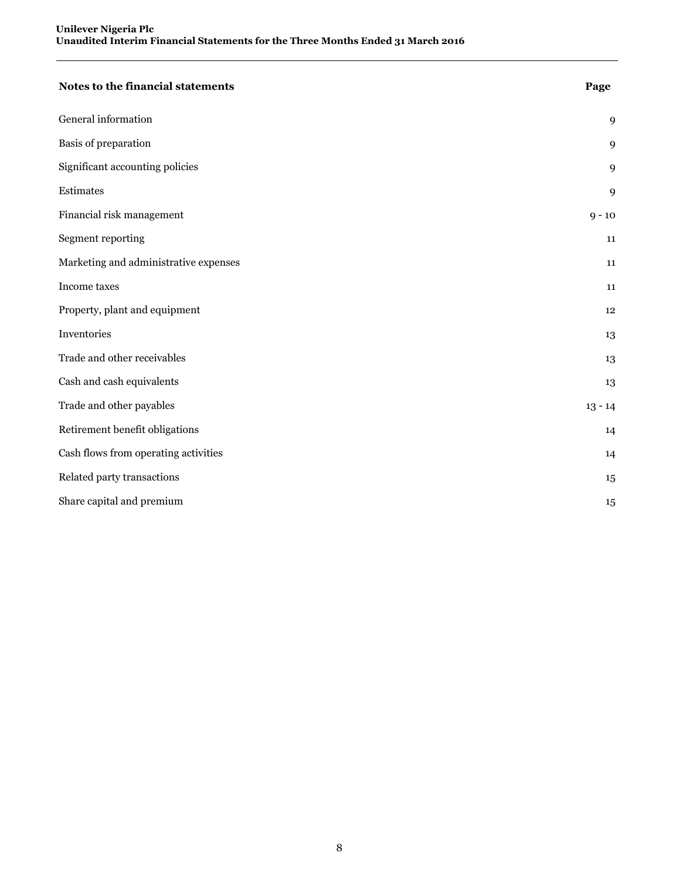| Notes to the financial statements | Page |
|---|---|
| General information | 9 |
| Basis of preparation | 9 |
| Significant accounting policies | 9 |
| Estimates | 9 |
| Financial risk management | 9 - 10 |
| Segment reporting | 11 |
| Marketing and administrative expenses | 11 |
| Income taxes | 11 |
| Property, plant and equipment | 12 |
| Inventories | 13 |
| Trade and other receivables | 13 |
| Cash and cash equivalents | 13 |
| Trade and other payables | 13 - 14 |
| Retirement benefit obligations | 14 |
| Cash flows from operating activities | 14 |
| Related party transactions | 15 |
| Share capital and premium | 15 |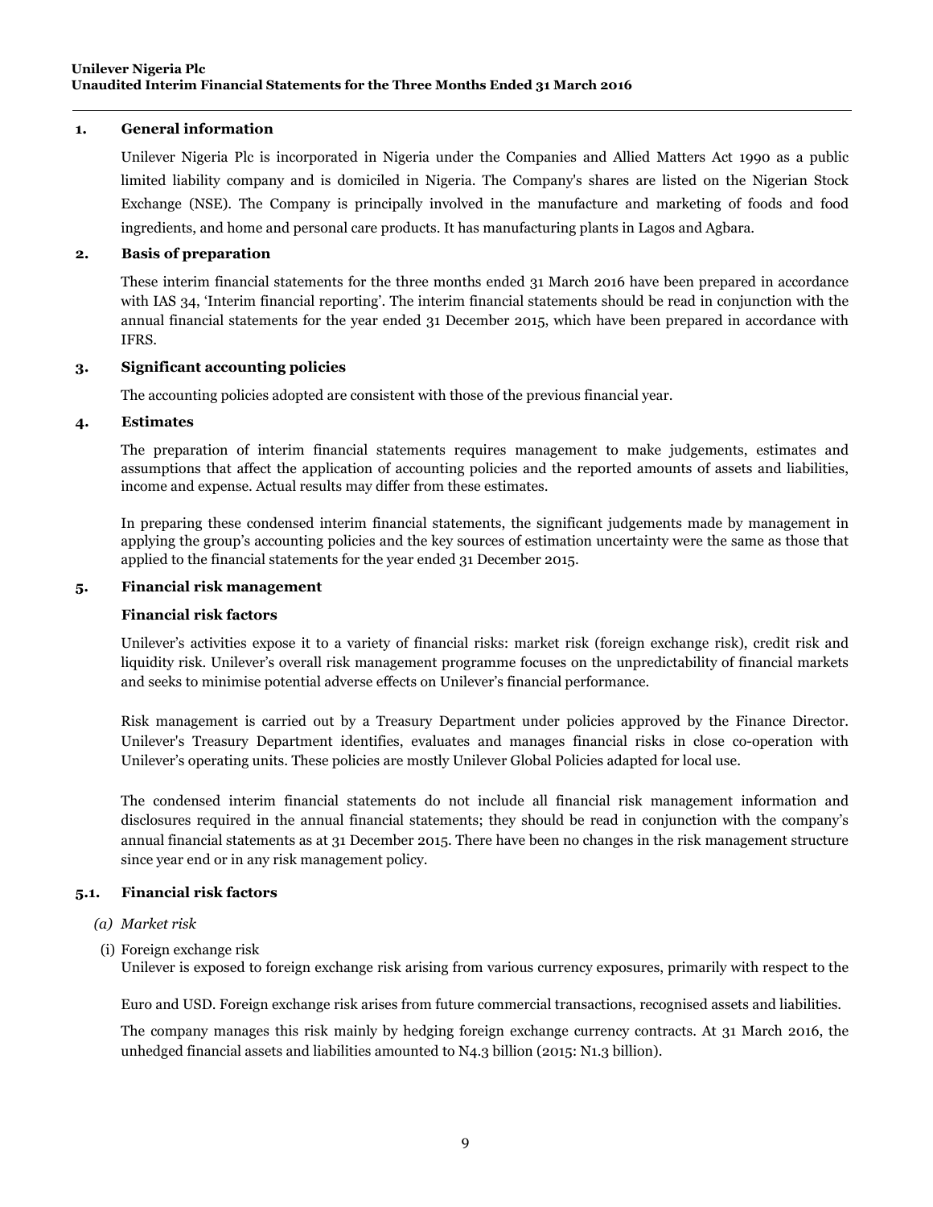## 1. General information

Unilever Nigeria Plc is incorporated in Nigeria under the Companies and Allied Matters Act 1990 as a public limited liability company and is domiciled in Nigeria. The Company's shares are listed on the Nigerian Stock Exchange (NSE). The Company is principally involved in the manufacture and marketing of foods and food ingredients, and home and personal care products. It has manufacturing plants in Lagos and Agbara.

## 2. Basis of preparation

These interim financial statements for the three months ended 31 March 2016 have been prepared in accordance with IAS 34, 'Interim financial reporting'. The interim financial statements should be read in conjunction with the annual financial statements for the year ended 31 December 2015, which have been prepared in accordance with IFRS.

## 3. Significant accounting policies

The accounting policies adopted are consistent with those of the previous financial year.

## 4. Estimates

The preparation of interim financial statements requires management to make judgements, estimates and assumptions that affect the application of accounting policies and the reported amounts of assets and liabilities, income and expense. Actual results may differ from these estimates.

In preparing these condensed interim financial statements, the significant judgements made by management in applying the group's accounting policies and the key sources of estimation uncertainty were the same as those that applied to the financial statements for the year ended 31 December 2015.

## 5. Financial risk management

**Financial risk factors**

Unilever's activities expose it to a variety of financial risks: market risk (foreign exchange risk), credit risk and liquidity risk. Unilever's overall risk management programme focuses on the unpredictability of financial markets and seeks to minimise potential adverse effects on Unilever's financial performance.

Risk management is carried out by a Treasury Department under policies approved by the Finance Director. Unilever's Treasury Department identifies, evaluates and manages financial risks in close co-operation with Unilever's operating units. These policies are mostly Unilever Global Policies adapted for local use.

The condensed interim financial statements do not include all financial risk management information and disclosures required in the annual financial statements; they should be read in conjunction with the company's annual financial statements as at 31 December 2015. There have been no changes in the risk management structure since year end or in any risk management policy.

### 5.1. Financial risk factors

*(a) Market risk*

(i) Foreign exchange risk

Unilever is exposed to foreign exchange risk arising from various currency exposures, primarily with respect to the Euro and USD. Foreign exchange risk arises from future commercial transactions, recognised assets and liabilities.

The company manages this risk mainly by hedging foreign exchange currency contracts. At 31 March 2016, the unhedged financial assets and liabilities amounted to N4.3 billion (2015: N1.3 billion).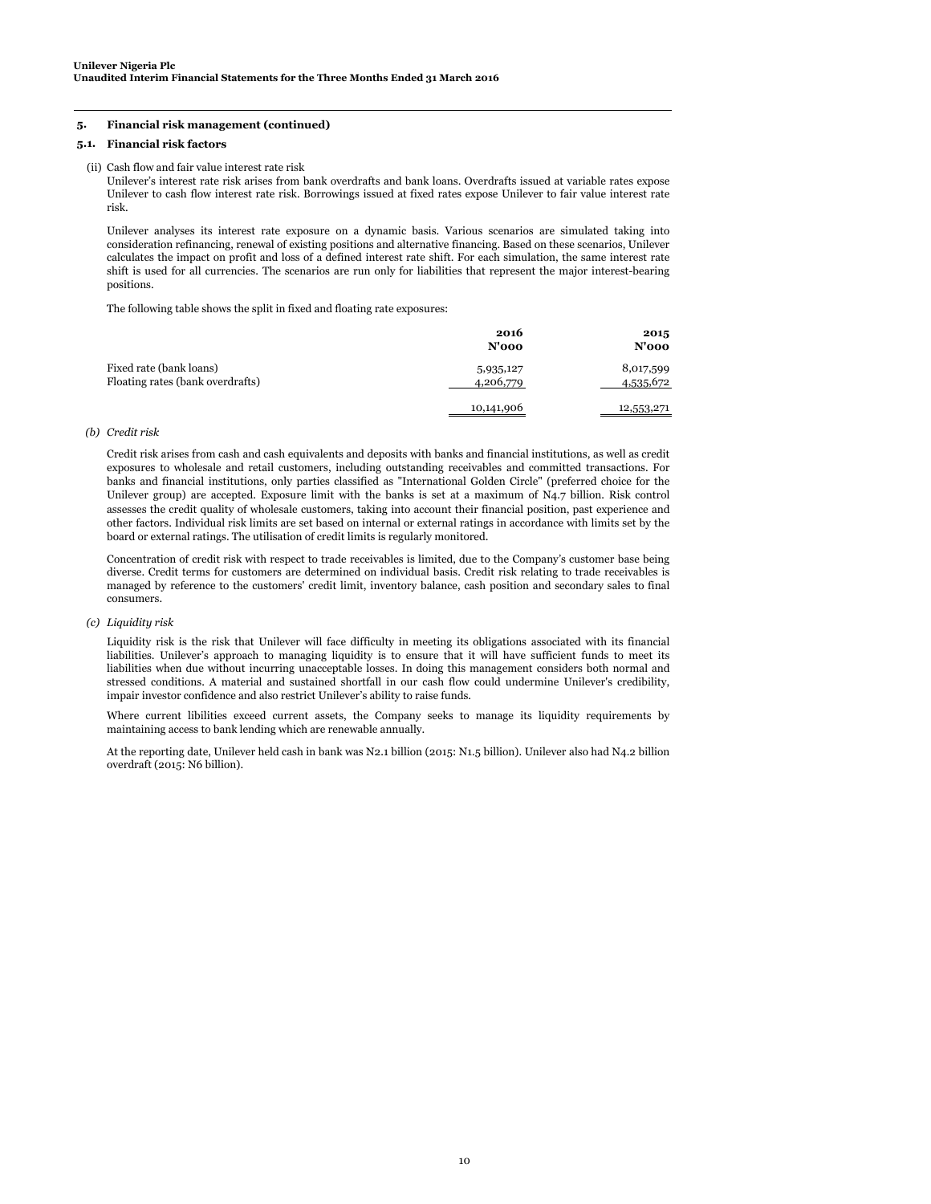## 5. Financial risk management (continued)

### 5.1. Financial risk factors

(ii) Cash flow and fair value interest rate risk

Unilever's interest rate risk arises from bank overdrafts and bank loans. Overdrafts issued at variable rates expose Unilever to cash flow interest rate risk. Borrowings issued at fixed rates expose Unilever to fair value interest rate risk.

Unilever analyses its interest rate exposure on a dynamic basis. Various scenarios are simulated taking into consideration refinancing, renewal of existing positions and alternative financing. Based on these scenarios, Unilever calculates the impact on profit and loss of a defined interest rate shift. For each simulation, the same interest rate shift is used for all currencies. The scenarios are run only for liabilities that represent the major interest-bearing positions.

The following table shows the split in fixed and floating rate exposures:

| | 2016<br>N'000 | 2015<br>N'000 |
|---|---|---|
| Fixed rate (bank loans) | 5,935,127 | 8,017,599 |
| Floating rates (bank overdrafts) | 4,206,779 | 4,535,672 |
| | 10,141,906 | 12,553,271 |

*(b) Credit risk*

Credit risk arises from cash and cash equivalents and deposits with banks and financial institutions, as well as credit exposures to wholesale and retail customers, including outstanding receivables and committed transactions. For banks and financial institutions, only parties classified as "International Golden Circle" (preferred choice for the Unilever group) are accepted. Exposure limit with the banks is set at a maximum of N4.7 billion. Risk control assesses the credit quality of wholesale customers, taking into account their financial position, past experience and other factors. Individual risk limits are set based on internal or external ratings in accordance with limits set by the board or external ratings. The utilisation of credit limits is regularly monitored.

Concentration of credit risk with respect to trade receivables is limited, due to the Company's customer base being diverse. Credit terms for customers are determined on individual basis. Credit risk relating to trade receivables is managed by reference to the customers' credit limit, inventory balance, cash position and secondary sales to final consumers.

*(c) Liquidity risk*

Liquidity risk is the risk that Unilever will face difficulty in meeting its obligations associated with its financial liabilities. Unilever's approach to managing liquidity is to ensure that it will have sufficient funds to meet its liabilities when due without incurring unacceptable losses. In doing this management considers both normal and stressed conditions. A material and sustained shortfall in our cash flow could undermine Unilever's credibility, impair investor confidence and also restrict Unilever's ability to raise funds.

Where current libilities exceed current assets, the Company seeks to manage its liquidity requirements by maintaining access to bank lending which are renewable annually.

At the reporting date, Unilever held cash in bank was N2.1 billion (2015: N1.5 billion). Unilever also had N4.2 billion overdraft (2015: N6 billion).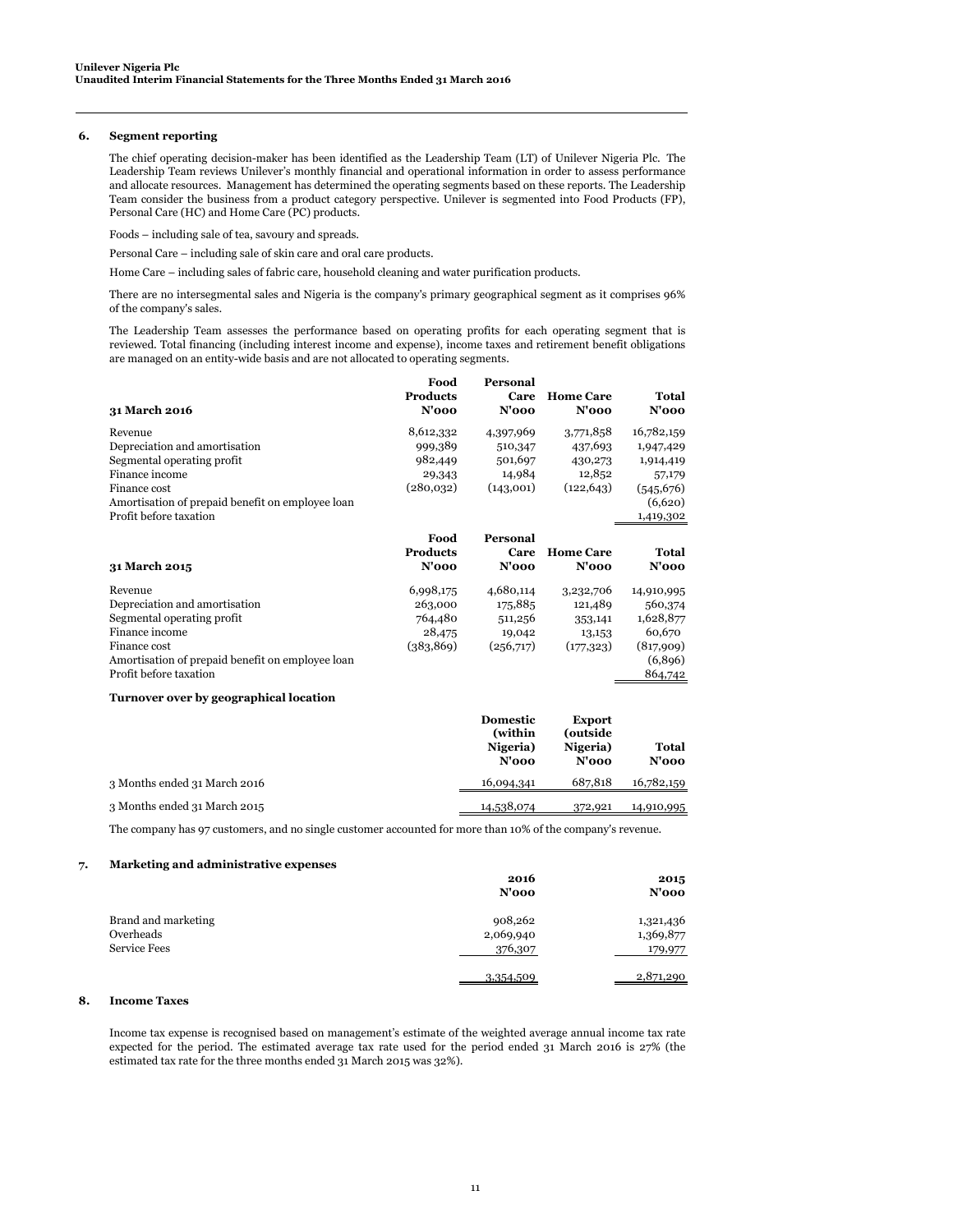### 6. Segment reporting

The chief operating decision-maker has been identified as the Leadership Team (LT) of Unilever Nigeria Plc. The Leadership Team reviews Unilever's monthly financial and operational information in order to assess performance and allocate resources. Management has determined the operating segments based on these reports. The Leadership Team consider the business from a product category perspective. Unilever is segmented into Food Products (FP), Personal Care (HC) and Home Care (PC) products.

Foods – including sale of tea, savoury and spreads.

Personal Care – including sale of skin care and oral care products.

Home Care – including sales of fabric care, household cleaning and water purification products.

There are no intersegmental sales and Nigeria is the company's primary geographical segment as it comprises 96% of the company's sales.

The Leadership Team assesses the performance based on operating profits for each operating segment that is reviewed. Total financing (including interest income and expense), income taxes and retirement benefit obligations are managed on an entity-wide basis and are not allocated to operating segments.

| 31 March 2016 | Food Products N'000 | Personal Care N'000 | Home Care N'000 | Total N'000 |
|---|---|---|---|---|
| Revenue | 8,612,332 | 4,397,969 | 3,771,858 | 16,782,159 |
| Depreciation and amortisation | 999,389 | 510,347 | 437,693 | 1,947,429 |
| Segmental operating profit | 982,449 | 501,697 | 430,273 | 1,914,419 |
| Finance income | 29,343 | 14,984 | 12,852 | 57,179 |
| Finance cost | (280,032) | (143,001) | (122,643) | (545,676) |
| Amortisation of prepaid benefit on employee loan | | | | (6,620) |
| Profit before taxation | | | | 1,419,302 |

| 31 March 2015 | Food Products N'000 | Personal Care N'000 | Home Care N'000 | Total N'000 |
|---|---|---|---|---|
| Revenue | 6,998,175 | 4,680,114 | 3,232,706 | 14,910,995 |
| Depreciation and amortisation | 263,000 | 175,885 | 121,489 | 560,374 |
| Segmental operating profit | 764,480 | 511,256 | 353,141 | 1,628,877 |
| Finance income | 28,475 | 19,042 | 13,153 | 60,670 |
| Finance cost | (383,869) | (256,717) | (177,323) | (817,909) |
| Amortisation of prepaid benefit on employee loan | | | | (6,896) |
| Profit before taxation | | | | 864,742 |

**Turnover over by geographical location**

| | Domestic (within Nigeria) N'000 | Export (outside Nigeria) N'000 | Total N'000 |
|---|---|---|---|
| 3 Months ended 31 March 2016 | 16,094,341 | 687,818 | 16,782,159 |
| 3 Months ended 31 March 2015 | 14,538,074 | 372,921 | 14,910,995 |

The company has 97 customers, and no single customer accounted for more than 10% of the company's revenue.

### 7. Marketing and administrative expenses

| | 2016 N'000 | 2015 N'000 |
|---|---|---|
| Brand and marketing | 908,262 | 1,321,436 |
| Overheads | 2,069,940 | 1,369,877 |
| Service Fees | 376,307 | 179,977 |
| | 3,354,509 | 2,871,290 |

### 8. Income Taxes

Income tax expense is recognised based on management's estimate of the weighted average annual income tax rate expected for the period. The estimated average tax rate used for the period ended 31 March 2016 is 27% (the estimated tax rate for the three months ended 31 March 2015 was 32%).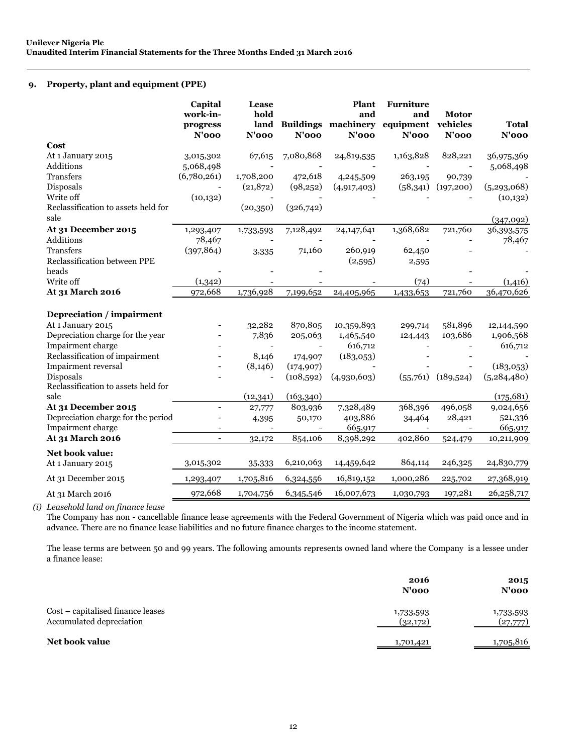## 9. Property, plant and equipment (PPE)

| | Capital work-in-progress N'000 | Lease hold land N'000 | Buildings N'000 | Plant and machinery N'000 | Furniture and equipment N'000 | Motor vehicles N'000 | Total N'000 |
|---|---|---|---|---|---|---|---|
| **Cost** | | | | | | | |
| At 1 January 2015 | 3,015,302 | 67,615 | 7,080,868 | 24,819,535 | 1,163,828 | 828,221 | 36,975,369 |
| Additions | 5,068,498 | - | - | - | - | - | 5,068,498 |
| Transfers | (6,780,261) | 1,708,200 | 472,618 | 4,245,509 | 263,195 | 90,739 | - |
| Disposals | - | (21,872) | (98,252) | (4,917,403) | (58,341) | (197,200) | (5,293,068) |
| Write off | (10,132) | - | - | - | - | - | (10,132) |
| Reclassification to assets held for sale | | (20,350) | (326,742) | | | | (347,092) |
| **At 31 December 2015** | 1,293,407 | 1,733,593 | 7,128,492 | 24,147,641 | 1,368,682 | 721,760 | 36,393,575 |
| Additions | 78,467 | - | - | - | - | - | 78,467 |
| Transfers | (397,864) | 3,335 | 71,160 | 260,919 | 62,450 | - | - |
| Reclassification between PPE heads | - | - | - | (2,595) | 2,595 | - | - |
| Write off | (1,342) | - | - | - | (74) | - | (1,416) |
| **At 31 March 2016** | 972,668 | 1,736,928 | 7,199,652 | 24,405,965 | 1,433,653 | 721,760 | 36,470,626 |
| | | | | | | | |
| **Depreciation / impairment** | | | | | | | |
| At 1 January 2015 | - | 32,282 | 870,805 | 10,359,893 | 299,714 | 581,896 | 12,144,590 |
| Depreciation charge for the year | - | 7,836 | 205,063 | 1,465,540 | 124,443 | 103,686 | 1,906,568 |
| Impairment charge | - | - | - | 616,712 | - | - | 616,712 |
| Reclassification of impairment | - | 8,146 | 174,907 | (183,053) | - | - | - |
| Impairment reversal | - | (8,146) | (174,907) | - | - | - | (183,053) |
| Disposals | - | - | (108,592) | (4,930,603) | (55,761) | (189,524) | (5,284,480) |
| Reclassification to assets held for sale | | (12,341) | (163,340) | | | | (175,681) |
| **At 31 December 2015** | - | 27,777 | 803,936 | 7,328,489 | 368,396 | 496,058 | 9,024,656 |
| Depreciation charge for the period | - | 4,395 | 50,170 | 403,886 | 34,464 | 28,421 | 521,336 |
| Impairment charge | - | - | - | 665,917 | - | - | 665,917 |
| **At 31 March 2016** | - | 32,172 | 854,106 | 8,398,292 | 402,860 | 524,479 | 10,211,909 |
| | | | | | | | |
| **Net book value:** | | | | | | | |
| At 1 January 2015 | 3,015,302 | 35,333 | 6,210,063 | 14,459,642 | 864,114 | 246,325 | 24,830,779 |
| At 31 December 2015 | 1,293,407 | 1,705,816 | 6,324,556 | 16,819,152 | 1,000,286 | 225,702 | 27,368,919 |
| At 31 March 2016 | 972,668 | 1,704,756 | 6,345,546 | 16,007,673 | 1,030,793 | 197,281 | 26,258,717 |

*(i) Leasehold land on finance lease*

The Company has non - cancellable finance lease agreements with the Federal Government of Nigeria which was paid once and in advance. There are no finance lease liabilities and no future finance charges to the income statement.

The lease terms are between 50 and 99 years. The following amounts represents owned land where the Company is a lessee under a finance lease:

| | 2016 N'000 | 2015 N'000 |
|---|---|---|
| Cost – capitalised finance leases | 1,733,593 | 1,733,593 |
| Accumulated depreciation | (32,172) | (27,777) |
| **Net book value** | 1,701,421 | 1,705,816 |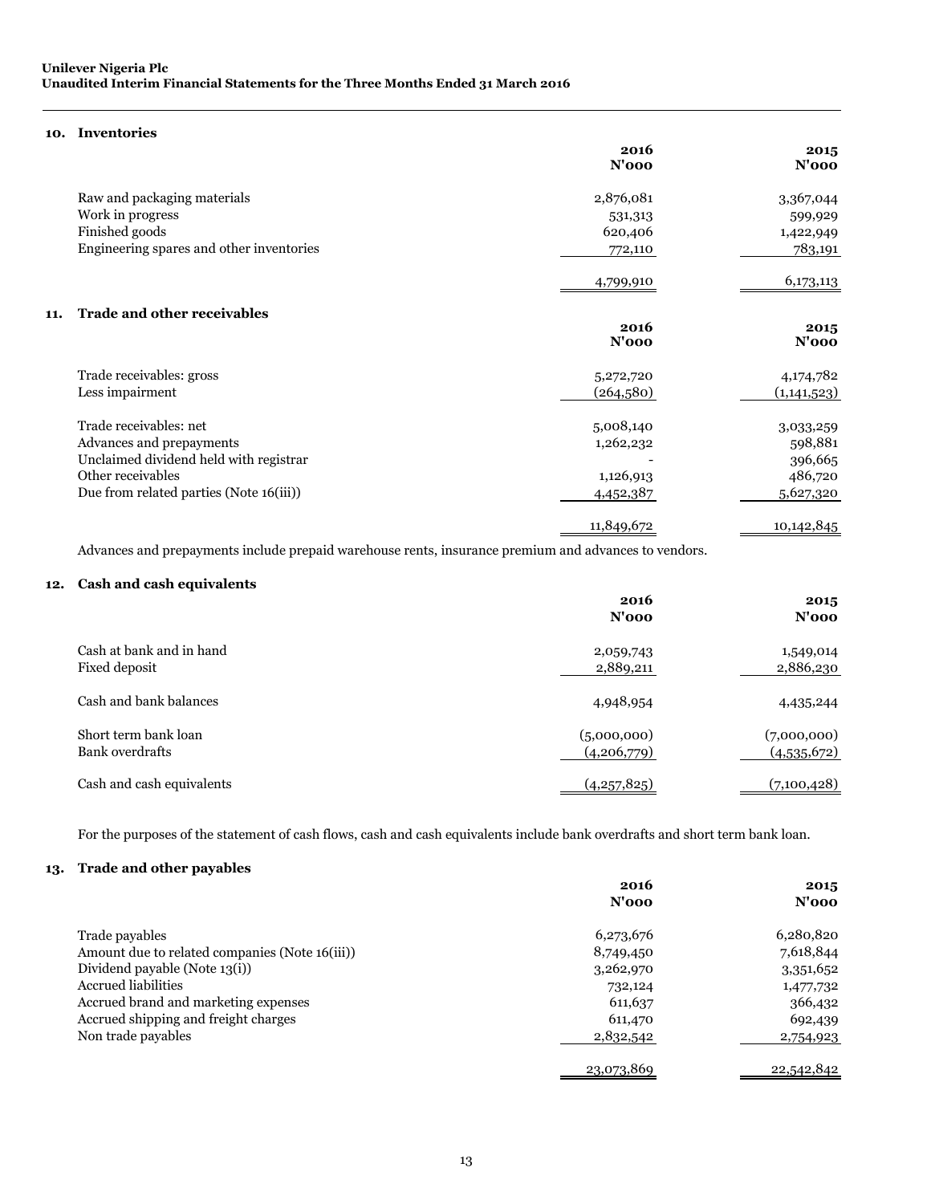## 10. Inventories

| | 2016<br>N'000 | 2015<br>N'000 |
|---|---|---|
| Raw and packaging materials | 2,876,081 | 3,367,044 |
| Work in progress | 531,313 | 599,929 |
| Finished goods | 620,406 | 1,422,949 |
| Engineering spares and other inventories | 772,110 | 783,191 |
| | 4,799,910 | 6,173,113 |

## 11. Trade and other receivables

| | 2016<br>N'000 | 2015<br>N'000 |
|---|---|---|
| Trade receivables: gross | 5,272,720 | 4,174,782 |
| Less impairment | (264,580) | (1,141,523) |
| Trade receivables: net | 5,008,140 | 3,033,259 |
| Advances and prepayments | 1,262,232 | 598,881 |
| Unclaimed dividend held with registrar | - | 396,665 |
| Other receivables | 1,126,913 | 486,720 |
| Due from related parties (Note 16(iii)) | 4,452,387 | 5,627,320 |
| | 11,849,672 | 10,142,845 |

Advances and prepayments include prepaid warehouse rents, insurance premium and advances to vendors.

## 12. Cash and cash equivalents

| | 2016<br>N'000 | 2015<br>N'000 |
|---|---|---|
| Cash at bank and in hand | 2,059,743 | 1,549,014 |
| Fixed deposit | 2,889,211 | 2,886,230 |
| Cash and bank balances | 4,948,954 | 4,435,244 |
| Short term bank loan | (5,000,000) | (7,000,000) |
| Bank overdrafts | (4,206,779) | (4,535,672) |
| Cash and cash equivalents | (4,257,825) | (7,100,428) |

For the purposes of the statement of cash flows, cash and cash equivalents include bank overdrafts and short term bank loan.

## 13. Trade and other payables

| | 2016<br>N'000 | 2015<br>N'000 |
|---|---|---|
| Trade payables | 6,273,676 | 6,280,820 |
| Amount due to related companies (Note 16(iii)) | 8,749,450 | 7,618,844 |
| Dividend payable (Note 13(i)) | 3,262,970 | 3,351,652 |
| Accrued liabilities | 732,124 | 1,477,732 |
| Accrued brand and marketing expenses | 611,637 | 366,432 |
| Accrued shipping and freight charges | 611,470 | 692,439 |
| Non trade payables | 2,832,542 | 2,754,923 |
| | 23,073,869 | 22,542,842 |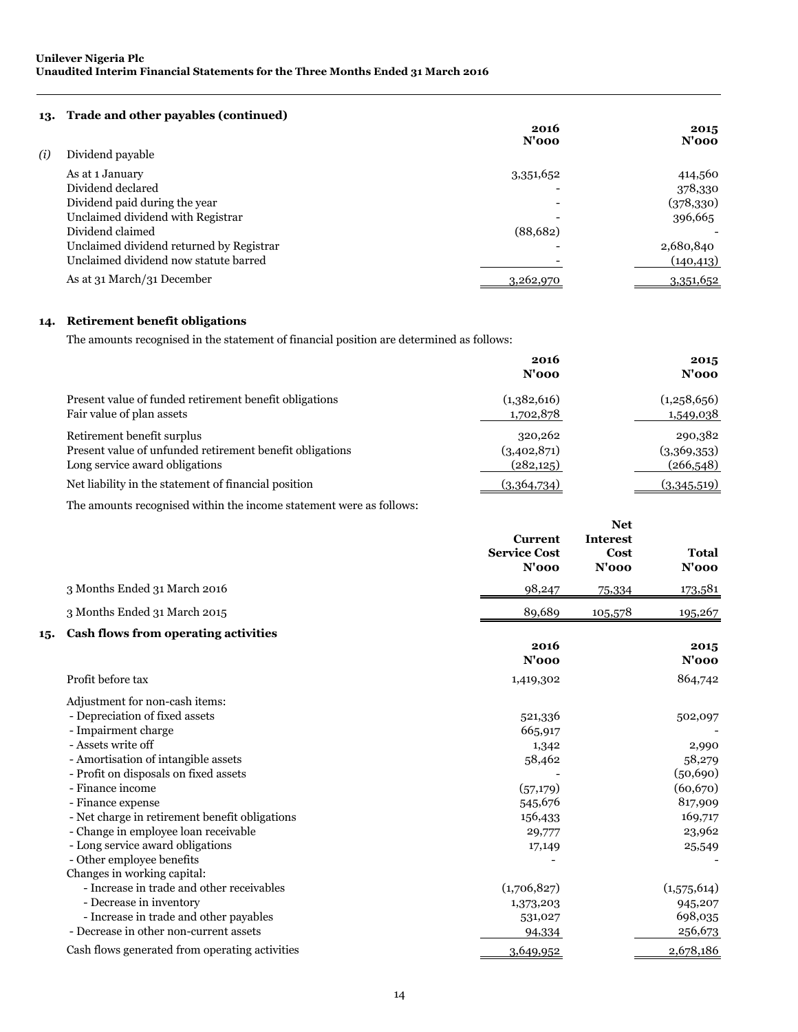## 13. Trade and other payables (continued)

| | | 2016 N'000 | 2015 N'000 |
|---|---|---|---|
| *(i)* | Dividend payable | | |
| | As at 1 January | 3,351,652 | 414,560 |
| | Dividend declared | - | 378,330 |
| | Dividend paid during the year | - | (378,330) |
| | Unclaimed dividend with Registrar | - | 396,665 |
| | Dividend claimed | (88,682) | - |
| | Unclaimed dividend returned by Registrar | - | 2,680,840 |
| | Unclaimed dividend now statute barred | - | (140,413) |
| | As at 31 March/31 December | 3,262,970 | 3,351,652 |

## 14. Retirement benefit obligations

The amounts recognised in the statement of financial position are determined as follows:

| | 2016 N'000 | 2015 N'000 |
|---|---|---|
| Present value of funded retirement benefit obligations | (1,382,616) | (1,258,656) |
| Fair value of plan assets | 1,702,878 | 1,549,038 |
| Retirement benefit surplus | 320,262 | 290,382 |
| Present value of unfunded retirement benefit obligations | (3,402,871) | (3,369,353) |
| Long service award obligations | (282,125) | (266,548) |
| Net liability in the statement of financial position | (3,364,734) | (3,345,519) |

The amounts recognised within the income statement were as follows:

| | Current Service Cost N'000 | Net Interest Cost N'000 | Total N'000 |
|---|---|---|---|
| 3 Months Ended 31 March 2016 | 98,247 | 75,334 | 173,581 |
| 3 Months Ended 31 March 2015 | 89,689 | 105,578 | 195,267 |

## 15. Cash flows from operating activities

| | 2016 N'000 | 2015 N'000 |
|---|---|---|
| Profit before tax | 1,419,302 | 864,742 |
| Adjustment for non-cash items: | | |
| - Depreciation of fixed assets | 521,336 | 502,097 |
| - Impairment charge | 665,917 | - |
| - Assets write off | 1,342 | 2,990 |
| - Amortisation of intangible assets | 58,462 | 58,279 |
| - Profit on disposals on fixed assets | - | (50,690) |
| - Finance income | (57,179) | (60,670) |
| - Finance expense | 545,676 | 817,909 |
| - Net charge in retirement benefit obligations | 156,433 | 169,717 |
| - Change in employee loan receivable | 29,777 | 23,962 |
| - Long service award obligations | 17,149 | 25,549 |
| - Other employee benefits | - | - |
| Changes in working capital: | | |
| - Increase in trade and other receivables | (1,706,827) | (1,575,614) |
| - Decrease in inventory | 1,373,203 | 945,207 |
| - Increase in trade and other payables | 531,027 | 698,035 |
| - Decrease in other non-current assets | 94,334 | 256,673 |
| Cash flows generated from operating activities | 3,649,952 | 2,678,186 |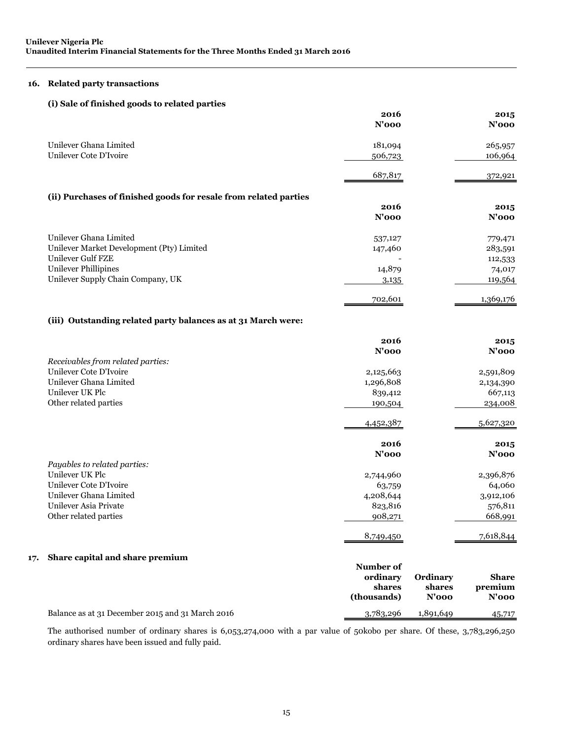## 16. Related party transactions

### (i) Sale of finished goods to related parties

| | 2016 N'000 | 2015 N'000 |
|---|---|---|
| Unilever Ghana Limited | 181,094 | 265,957 |
| Unilever Cote D'Ivoire | 506,723 | 106,964 |
| | 687,817 | 372,921 |

### (ii) Purchases of finished goods for resale from related parties

| | 2016 N'000 | 2015 N'000 |
|---|---|---|
| Unilever Ghana Limited | 537,127 | 779,471 |
| Unilever Market Development (Pty) Limited | 147,460 | 283,591 |
| Unilever Gulf FZE | - | 112,533 |
| Unilever Phillipines | 14,879 | 74,017 |
| Unilever Supply Chain Company, UK | 3,135 | 119,564 |
| | 702,601 | 1,369,176 |

### (iii) Outstanding related party balances as at 31 March were:

| | 2016 N'000 | 2015 N'000 |
|---|---|---|
| *Receivables from related parties:* | | |
| Unilever Cote D'Ivoire | 2,125,663 | 2,591,809 |
| Unilever Ghana Limited | 1,296,808 | 2,134,390 |
| Unilever UK Plc | 839,412 | 667,113 |
| Other related parties | 190,504 | 234,008 |
| | 4,452,387 | 5,627,320 |

| | 2016 N'000 | 2015 N'000 |
|---|---|---|
| *Payables to related parties:* | | |
| Unilever UK Plc | 2,744,960 | 2,396,876 |
| Unilever Cote D'Ivoire | 63,759 | 64,060 |
| Unilever Ghana Limited | 4,208,644 | 3,912,106 |
| Unilever Asia Private | 823,816 | 576,811 |
| Other related parties | 908,271 | 668,991 |
| | 8,749,450 | 7,618,844 |

## 17. Share capital and share premium

| | Number of ordinary shares (thousands) | Ordinary shares N'000 | Share premium N'000 |
|---|---|---|---|
| Balance as at 31 December 2015 and 31 March 2016 | 3,783,296 | 1,891,649 | 45,717 |

The authorised number of ordinary shares is 6,053,274,000 with a par value of 50kobo per share. Of these, 3,783,296,250 ordinary shares have been issued and fully paid.